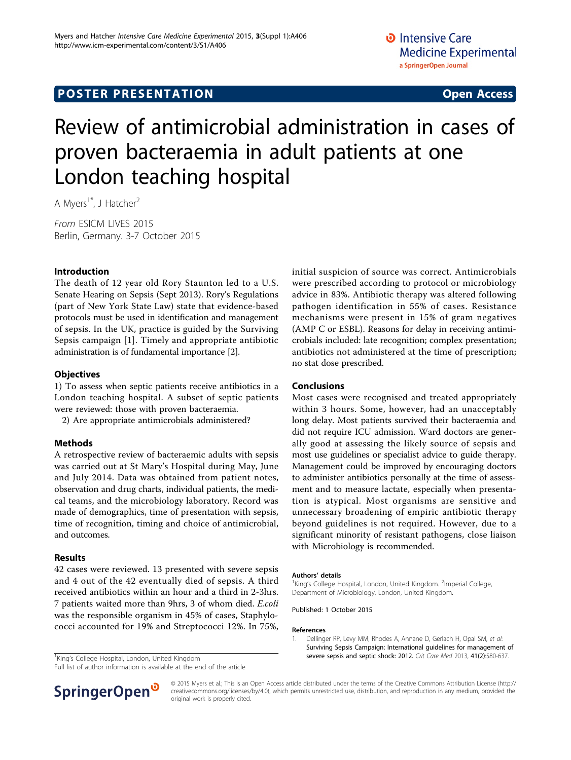POSTER PRESENTATION

Open Access

# Review of antimicrobial administration in cases of proven bacteraemia in adult patients at one London teaching hospital

A Myers[1*], J Hatcher[2]

*From* ESICM LIVES 2015
Berlin, Germany. 3-7 October 2015

## Introduction

The death of 12 year old Rory Staunton led to a U.S. Senate Hearing on Sepsis (Sept 2013). Rory's Regulations (part of New York State Law) state that evidence-based protocols must be used in identification and management of sepsis. In the UK, practice is guided by the Surviving Sepsis campaign [1]. Timely and appropriate antibiotic administration is of fundamental importance [2].

## Objectives

1) To assess when septic patients receive antibiotics in a London teaching hospital. A subset of septic patients were reviewed: those with proven bacteraemia.

2) Are appropriate antimicrobials administered?

## Methods

A retrospective review of bacteraemic adults with sepsis was carried out at St Mary's Hospital during May, June and July 2014. Data was obtained from patient notes, observation and drug charts, individual patients, the medical teams, and the microbiology laboratory. Record was made of demographics, time of presentation with sepsis, time of recognition, timing and choice of antimicrobial, and outcomes.

## Results

42 cases were reviewed. 13 presented with severe sepsis and 4 out of the 42 eventually died of sepsis. A third received antibiotics within an hour and a third in 2-3hrs. 7 patients waited more than 9hrs, 3 of whom died. *E.coli* was the responsible organism in 45% of cases, Staphylococci accounted for 19% and Streptococci 12%. In 75%, initial suspicion of source was correct. Antimicrobials were prescribed according to protocol or microbiology advice in 83%. Antibiotic therapy was altered following pathogen identification in 55% of cases. Resistance mechanisms were present in 15% of gram negatives (AMP C or ESBL). Reasons for delay in receiving antimicrobials included: late recognition; complex presentation; antibiotics not administered at the time of prescription; no stat dose prescribed.

## Conclusions

Most cases were recognised and treated appropriately within 3 hours. Some, however, had an unacceptably long delay. Most patients survived their bacteraemia and did not require ICU admission. Ward doctors are generally good at assessing the likely source of sepsis and most use guidelines or specialist advice to guide therapy. Management could be improved by encouraging doctors to administer antibiotics personally at the time of assessment and to measure lactate, especially when presentation is atypical. Most organisms are sensitive and unnecessary broadening of empiric antibiotic therapy beyond guidelines is not required. However, due to a significant minority of resistant pathogens, close liaison with Microbiology is recommended.

### Authors' details

[1]King's College Hospital, London, United Kingdom. [2]Imperial College, Department of Microbiology, London, United Kingdom.

Published: 1 October 2015

### References

1. Dellinger RP, Levy MM, Rhodes A, Annane D, Gerlach H, Opal SM, *et al*: **Surviving Sepsis Campaign: International guidelines for management of severe sepsis and septic shock: 2012.** *Crit Care Med* 2013, **41(2)**:580-637.

[1]King's College Hospital, London, United Kingdom
Full list of author information is available at the end of the article

© 2015 Myers et al.; This is an Open Access article distributed under the terms of the Creative Commons Attribution License (http://creativecommons.org/licenses/by/4.0), which permits unrestricted use, distribution, and reproduction in any medium, provided the original work is properly cited.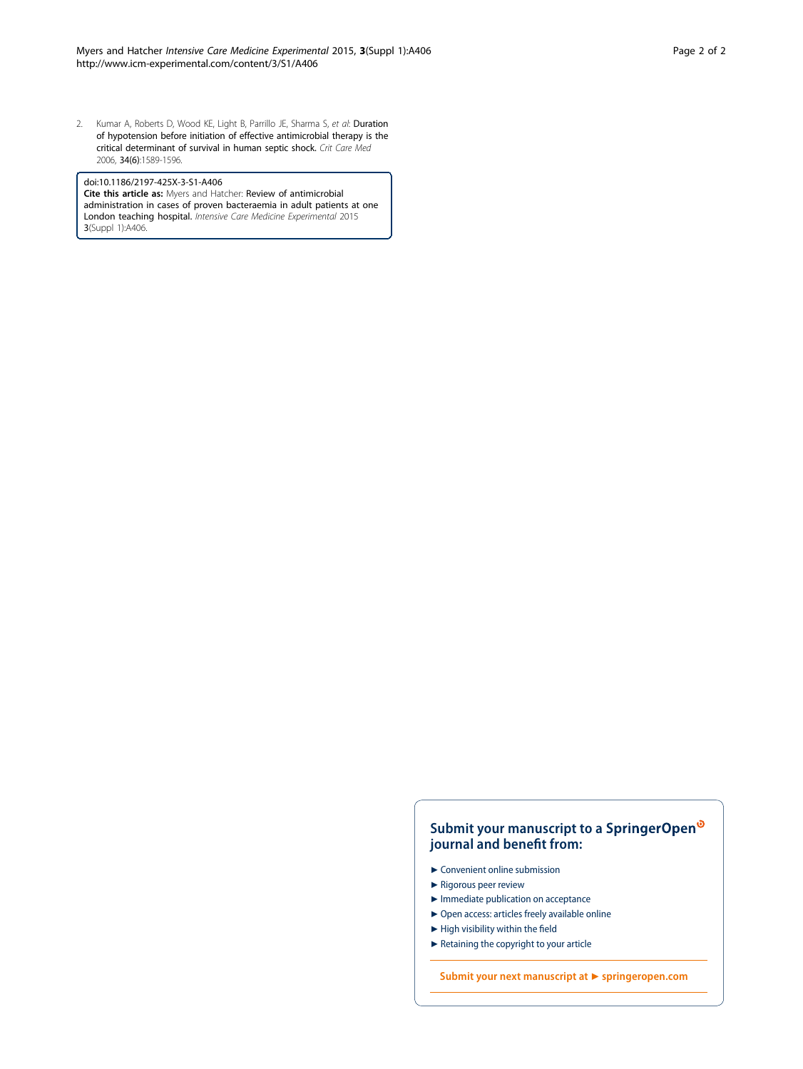2. Kumar A, Roberts D, Wood KE, Light B, Parrillo JE, Sharma S, *et al*: **Duration of hypotension before initiation of effective antimicrobial therapy is the critical determinant of survival in human septic shock.** *Crit Care Med* 2006, **34(6)**:1589-1596.

doi:10.1186/2197-425X-3-S1-A406
**Cite this article as:** Myers and Hatcher: Review of antimicrobial administration in cases of proven bacteraemia in adult patients at one London teaching hospital. *Intensive Care Medicine Experimental* 2015 **3**(Suppl 1):A406.

**Submit your manuscript to a SpringerOpen journal and benefit from:**

- ► Convenient online submission
- ► Rigorous peer review
- ► Immediate publication on acceptance
- ► Open access: articles freely available online
- ► High visibility within the field
- ► Retaining the copyright to your article

**Submit your next manuscript at ► springeropen.com**